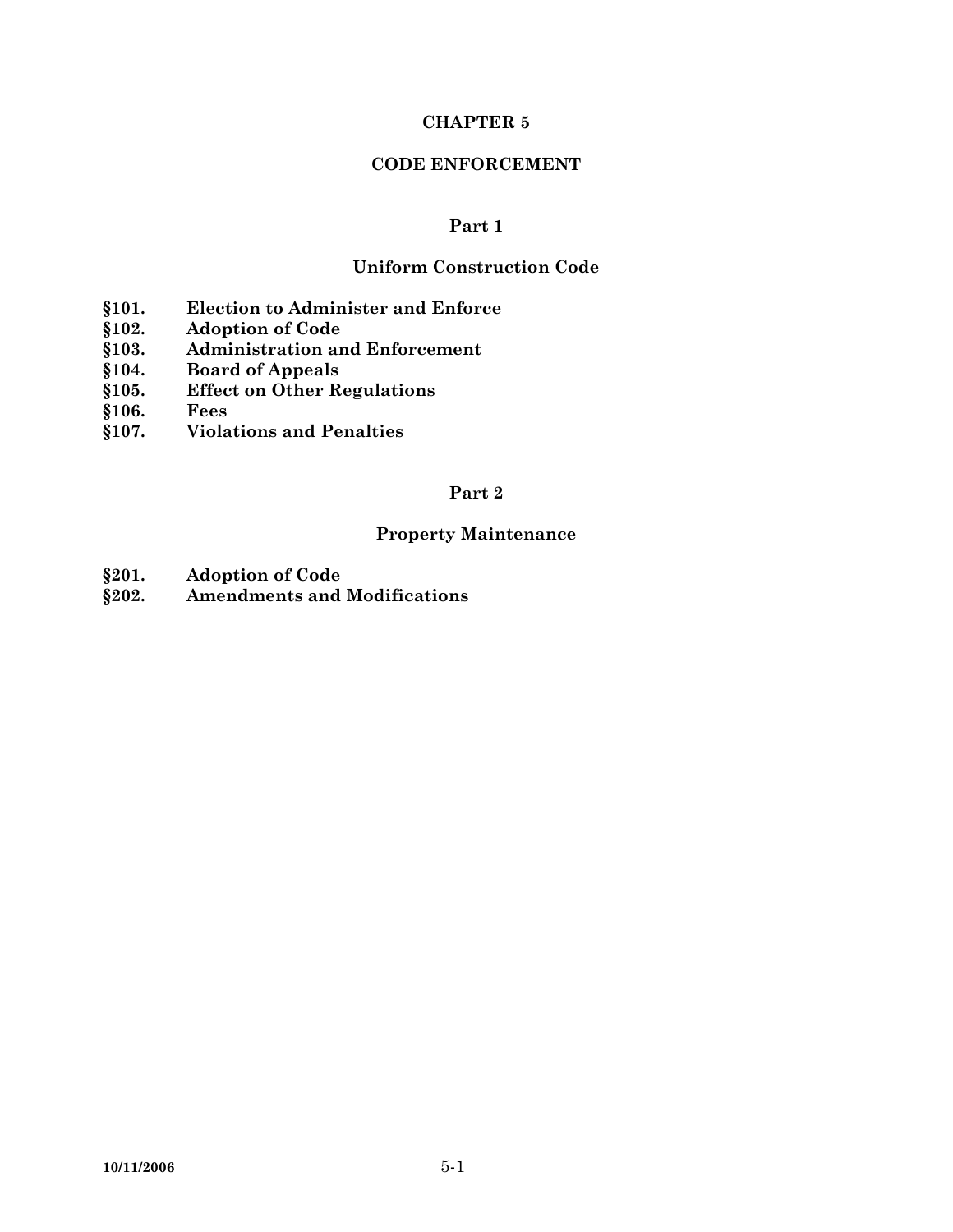# CHAPTER 5

# CODE ENFORCEMENT

## Part 1

## Uniform Construction Code

**§101. Election to Administer and Enforce**
**§102. Adoption of Code**
**§103. Administration and Enforcement**
**§104. Board of Appeals**
**§105. Effect on Other Regulations**
**§106. Fees**
**§107. Violations and Penalties**

## Part 2

## Property Maintenance

**§201. Adoption of Code**
**§202. Amendments and Modifications**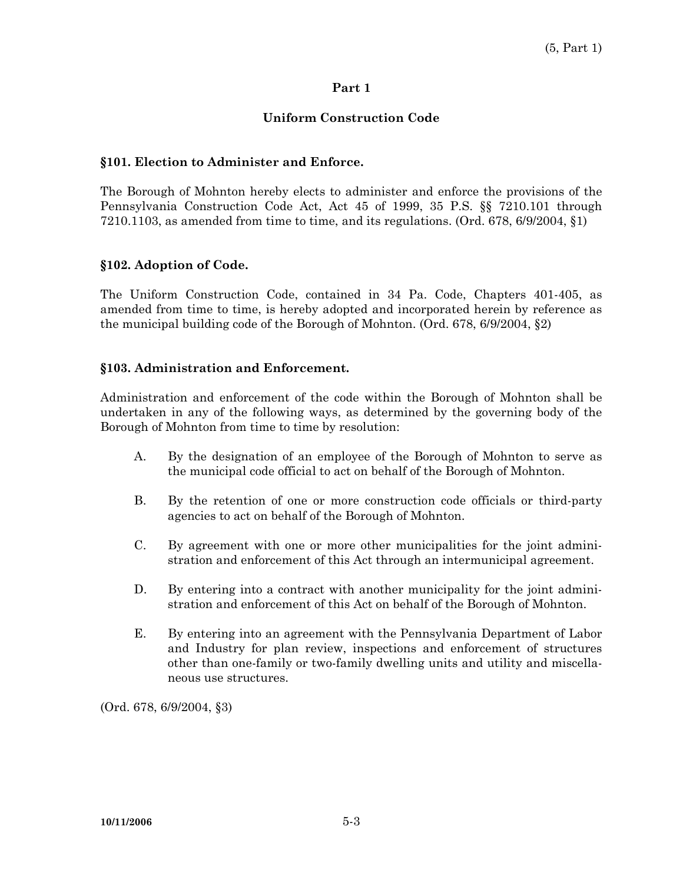# Part 1

## Uniform Construction Code

### §101. Election to Administer and Enforce.

The Borough of Mohnton hereby elects to administer and enforce the provisions of the Pennsylvania Construction Code Act, Act 45 of 1999, 35 P.S. §§ 7210.101 through 7210.1103, as amended from time to time, and its regulations. (Ord. 678, 6/9/2004, §1)

### §102. Adoption of Code.

The Uniform Construction Code, contained in 34 Pa. Code, Chapters 401-405, as amended from time to time, is hereby adopted and incorporated herein by reference as the municipal building code of the Borough of Mohnton. (Ord. 678, 6/9/2004, §2)

### §103. Administration and Enforcement.

Administration and enforcement of the code within the Borough of Mohnton shall be undertaken in any of the following ways, as determined by the governing body of the Borough of Mohnton from time to time by resolution:

A. By the designation of an employee of the Borough of Mohnton to serve as the municipal code official to act on behalf of the Borough of Mohnton.

B. By the retention of one or more construction code officials or third-party agencies to act on behalf of the Borough of Mohnton.

C. By agreement with one or more other municipalities for the joint administration and enforcement of this Act through an intermunicipal agreement.

D. By entering into a contract with another municipality for the joint administration and enforcement of this Act on behalf of the Borough of Mohnton.

E. By entering into an agreement with the Pennsylvania Department of Labor and Industry for plan review, inspections and enforcement of structures other than one-family or two-family dwelling units and utility and miscellaneous use structures.

(Ord. 678, 6/9/2004, §3)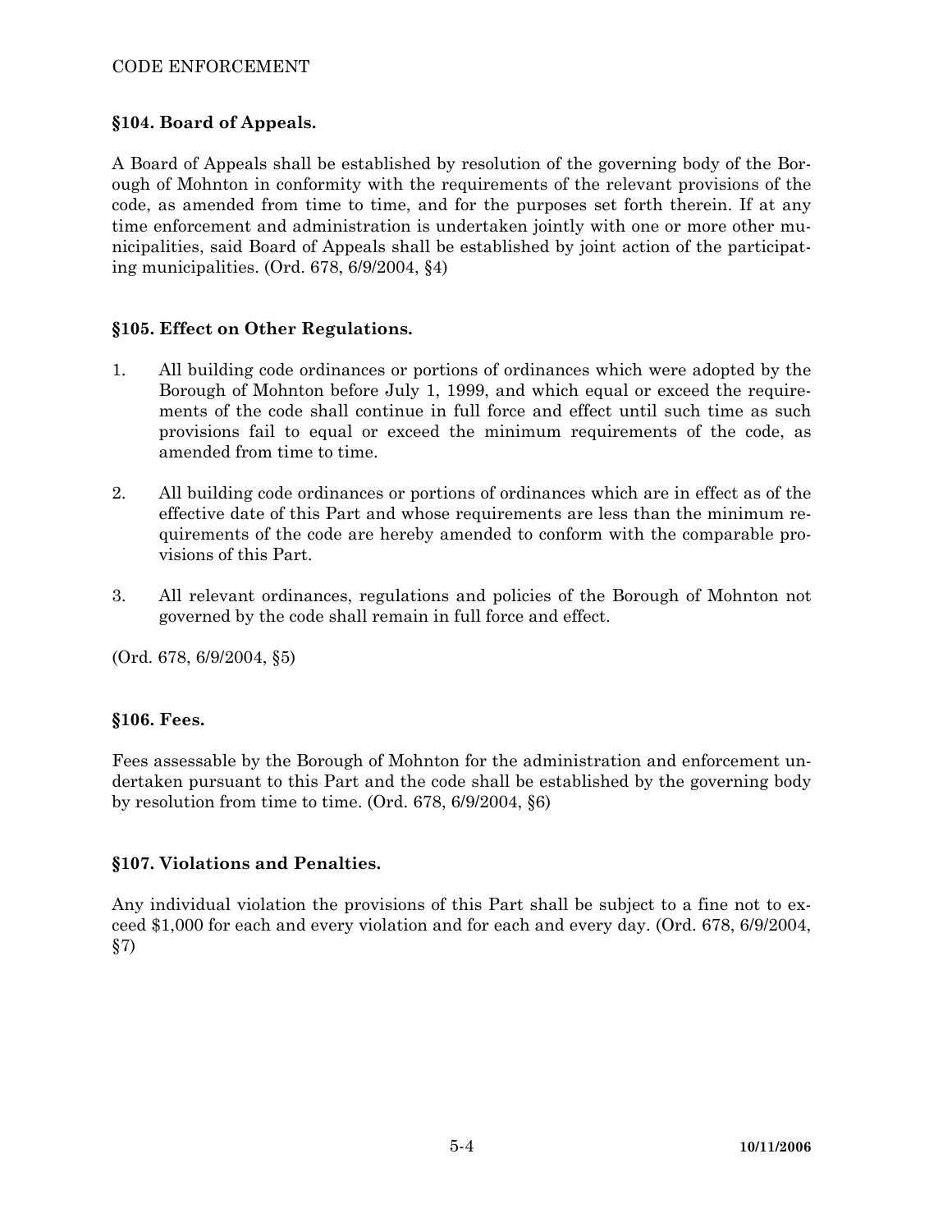## §104. Board of Appeals.

A Board of Appeals shall be established by resolution of the governing body of the Borough of Mohnton in conformity with the requirements of the relevant provisions of the code, as amended from time to time, and for the purposes set forth therein. If at any time enforcement and administration is undertaken jointly with one or more other municipalities, said Board of Appeals shall be established by joint action of the participating municipalities. (Ord. 678, 6/9/2004, §4)

## §105. Effect on Other Regulations.

1. All building code ordinances or portions of ordinances which were adopted by the Borough of Mohnton before July 1, 1999, and which equal or exceed the requirements of the code shall continue in full force and effect until such time as such provisions fail to equal or exceed the minimum requirements of the code, as amended from time to time.

2. All building code ordinances or portions of ordinances which are in effect as of the effective date of this Part and whose requirements are less than the minimum requirements of the code are hereby amended to conform with the comparable provisions of this Part.

3. All relevant ordinances, regulations and policies of the Borough of Mohnton not governed by the code shall remain in full force and effect.

(Ord. 678, 6/9/2004, §5)

## §106. Fees.

Fees assessable by the Borough of Mohnton for the administration and enforcement undertaken pursuant to this Part and the code shall be established by the governing body by resolution from time to time. (Ord. 678, 6/9/2004, §6)

## §107. Violations and Penalties.

Any individual violation the provisions of this Part shall be subject to a fine not to exceed $1,000 for each and every violation and for each and every day. (Ord. 678, 6/9/2004, §7)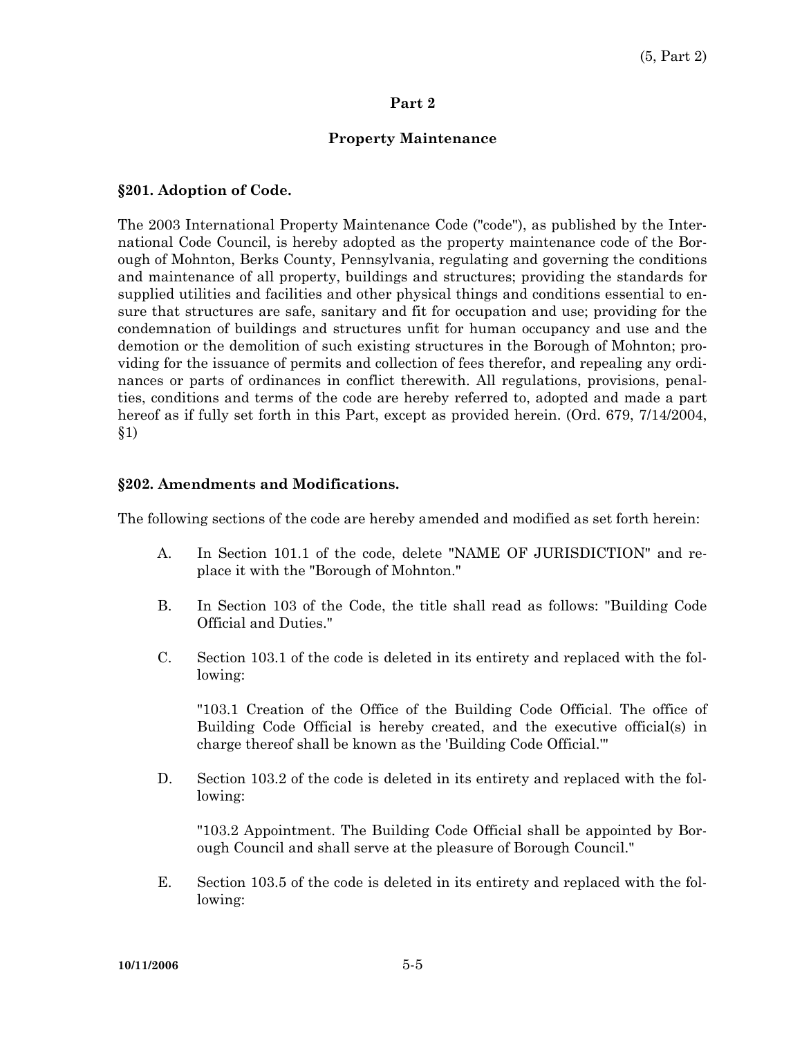## Part 2

## Property Maintenance

### §201. Adoption of Code.

The 2003 International Property Maintenance Code ("code"), as published by the International Code Council, is hereby adopted as the property maintenance code of the Borough of Mohnton, Berks County, Pennsylvania, regulating and governing the conditions and maintenance of all property, buildings and structures; providing the standards for supplied utilities and facilities and other physical things and conditions essential to ensure that structures are safe, sanitary and fit for occupation and use; providing for the condemnation of buildings and structures unfit for human occupancy and use and the demotion or the demolition of such existing structures in the Borough of Mohnton; providing for the issuance of permits and collection of fees therefor, and repealing any ordinances or parts of ordinances in conflict therewith. All regulations, provisions, penalties, conditions and terms of the code are hereby referred to, adopted and made a part hereof as if fully set forth in this Part, except as provided herein. (Ord. 679, 7/14/2004, §1)

### §202. Amendments and Modifications.

The following sections of the code are hereby amended and modified as set forth herein:

A. In Section 101.1 of the code, delete "NAME OF JURISDICTION" and replace it with the "Borough of Mohnton."

B. In Section 103 of the Code, the title shall read as follows: "Building Code Official and Duties."

C. Section 103.1 of the code is deleted in its entirety and replaced with the following:

"103.1 Creation of the Office of the Building Code Official. The office of Building Code Official is hereby created, and the executive official(s) in charge thereof shall be known as the 'Building Code Official.'"

D. Section 103.2 of the code is deleted in its entirety and replaced with the following:

"103.2 Appointment. The Building Code Official shall be appointed by Borough Council and shall serve at the pleasure of Borough Council."

E. Section 103.5 of the code is deleted in its entirety and replaced with the following: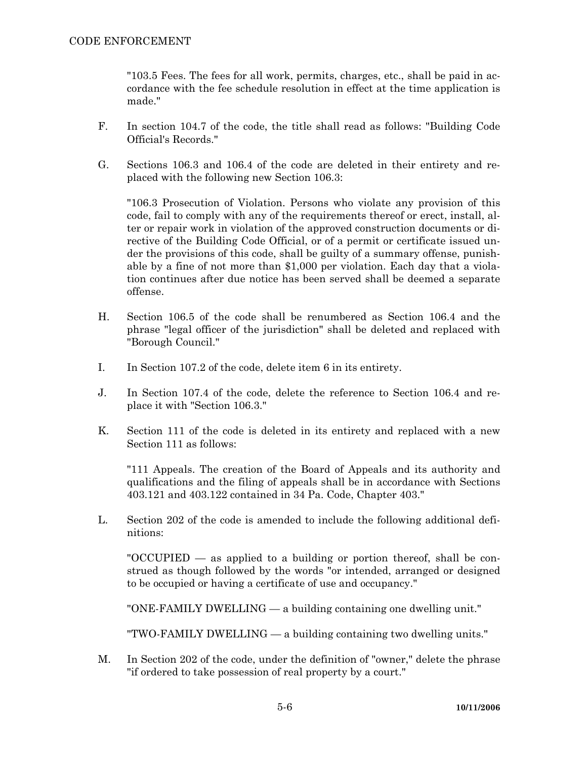"103.5 Fees. The fees for all work, permits, charges, etc., shall be paid in accordance with the fee schedule resolution in effect at the time application is made."

F. In section 104.7 of the code, the title shall read as follows: "Building Code Official's Records."

G. Sections 106.3 and 106.4 of the code are deleted in their entirety and replaced with the following new Section 106.3:

"106.3 Prosecution of Violation. Persons who violate any provision of this code, fail to comply with any of the requirements thereof or erect, install, alter or repair work in violation of the approved construction documents or directive of the Building Code Official, or of a permit or certificate issued under the provisions of this code, shall be guilty of a summary offense, punishable by a fine of not more than $1,000 per violation. Each day that a violation continues after due notice has been served shall be deemed a separate offense.

H. Section 106.5 of the code shall be renumbered as Section 106.4 and the phrase "legal officer of the jurisdiction" shall be deleted and replaced with "Borough Council."

I. In Section 107.2 of the code, delete item 6 in its entirety.

J. In Section 107.4 of the code, delete the reference to Section 106.4 and replace it with "Section 106.3."

K. Section 111 of the code is deleted in its entirety and replaced with a new Section 111 as follows:

"111 Appeals. The creation of the Board of Appeals and its authority and qualifications and the filing of appeals shall be in accordance with Sections 403.121 and 403.122 contained in 34 Pa. Code, Chapter 403."

L. Section 202 of the code is amended to include the following additional definitions:

"OCCUPIED — as applied to a building or portion thereof, shall be construed as though followed by the words "or intended, arranged or designed to be occupied or having a certificate of use and occupancy."

"ONE-FAMILY DWELLING — a building containing one dwelling unit."

"TWO-FAMILY DWELLING — a building containing two dwelling units."

M. In Section 202 of the code, under the definition of "owner," delete the phrase "if ordered to take possession of real property by a court."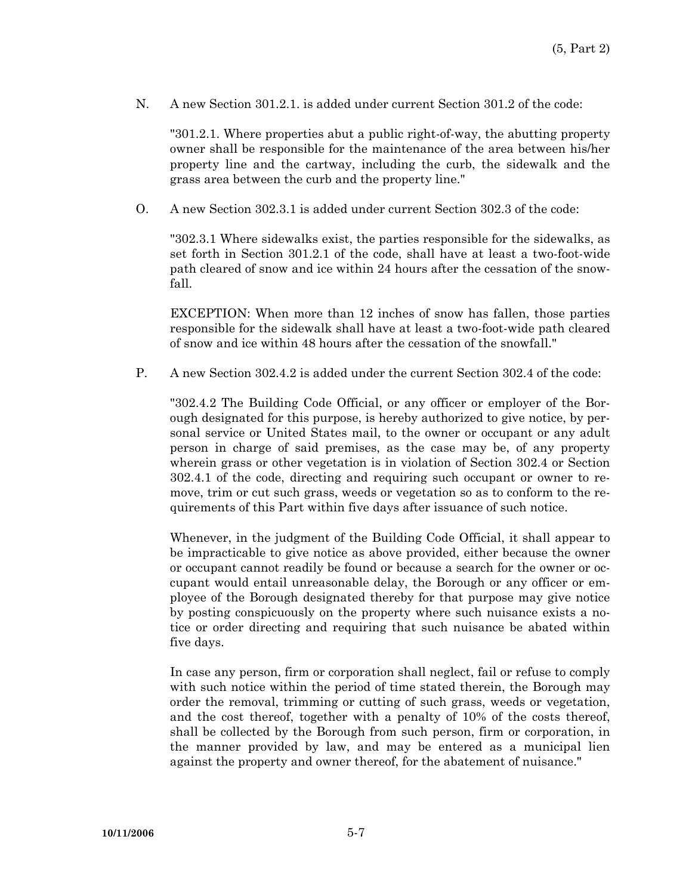N. A new Section 301.2.1. is added under current Section 301.2 of the code:

"301.2.1. Where properties abut a public right-of-way, the abutting property owner shall be responsible for the maintenance of the area between his/her property line and the cartway, including the curb, the sidewalk and the grass area between the curb and the property line."

O. A new Section 302.3.1 is added under current Section 302.3 of the code:

"302.3.1 Where sidewalks exist, the parties responsible for the sidewalks, as set forth in Section 301.2.1 of the code, shall have at least a two-foot-wide path cleared of snow and ice within 24 hours after the cessation of the snowfall.

EXCEPTION: When more than 12 inches of snow has fallen, those parties responsible for the sidewalk shall have at least a two-foot-wide path cleared of snow and ice within 48 hours after the cessation of the snowfall."

P. A new Section 302.4.2 is added under the current Section 302.4 of the code:

"302.4.2 The Building Code Official, or any officer or employer of the Borough designated for this purpose, is hereby authorized to give notice, by personal service or United States mail, to the owner or occupant or any adult person in charge of said premises, as the case may be, of any property wherein grass or other vegetation is in violation of Section 302.4 or Section 302.4.1 of the code, directing and requiring such occupant or owner to remove, trim or cut such grass, weeds or vegetation so as to conform to the requirements of this Part within five days after issuance of such notice.

Whenever, in the judgment of the Building Code Official, it shall appear to be impracticable to give notice as above provided, either because the owner or occupant cannot readily be found or because a search for the owner or occupant would entail unreasonable delay, the Borough or any officer or employee of the Borough designated thereby for that purpose may give notice by posting conspicuously on the property where such nuisance exists a notice or order directing and requiring that such nuisance be abated within five days.

In case any person, firm or corporation shall neglect, fail or refuse to comply with such notice within the period of time stated therein, the Borough may order the removal, trimming or cutting of such grass, weeds or vegetation, and the cost thereof, together with a penalty of 10% of the costs thereof, shall be collected by the Borough from such person, firm or corporation, in the manner provided by law, and may be entered as a municipal lien against the property and owner thereof, for the abatement of nuisance."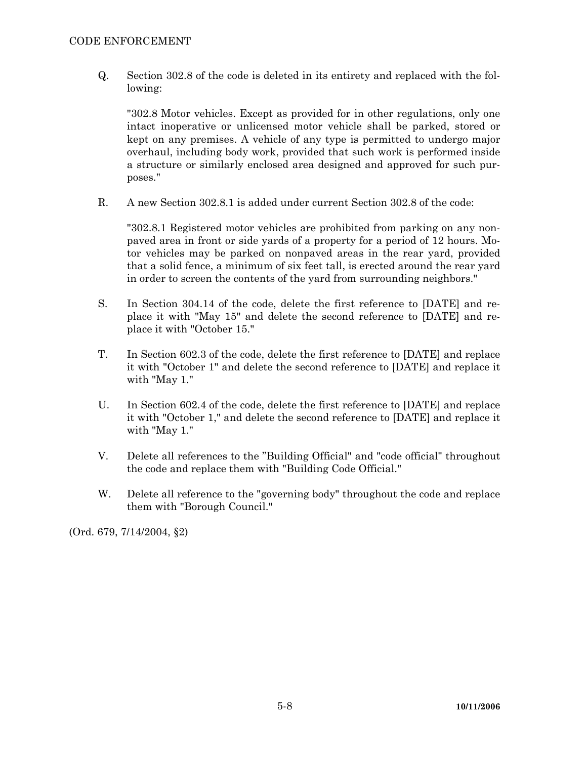Q. Section 302.8 of the code is deleted in its entirety and replaced with the following:

"302.8 Motor vehicles. Except as provided for in other regulations, only one intact inoperative or unlicensed motor vehicle shall be parked, stored or kept on any premises. A vehicle of any type is permitted to undergo major overhaul, including body work, provided that such work is performed inside a structure or similarly enclosed area designed and approved for such purposes."

R. A new Section 302.8.1 is added under current Section 302.8 of the code:

"302.8.1 Registered motor vehicles are prohibited from parking on any nonpaved area in front or side yards of a property for a period of 12 hours. Motor vehicles may be parked on nonpaved areas in the rear yard, provided that a solid fence, a minimum of six feet tall, is erected around the rear yard in order to screen the contents of the yard from surrounding neighbors."

S. In Section 304.14 of the code, delete the first reference to [DATE] and replace it with "May 15" and delete the second reference to [DATE] and replace it with "October 15."

T. In Section 602.3 of the code, delete the first reference to [DATE] and replace it with "October 1" and delete the second reference to [DATE] and replace it with "May 1."

U. In Section 602.4 of the code, delete the first reference to [DATE] and replace it with "October 1," and delete the second reference to [DATE] and replace it with "May 1."

V. Delete all references to the "Building Official" and "code official" throughout the code and replace them with "Building Code Official."

W. Delete all reference to the "governing body" throughout the code and replace them with "Borough Council."

(Ord. 679, 7/14/2004, §2)